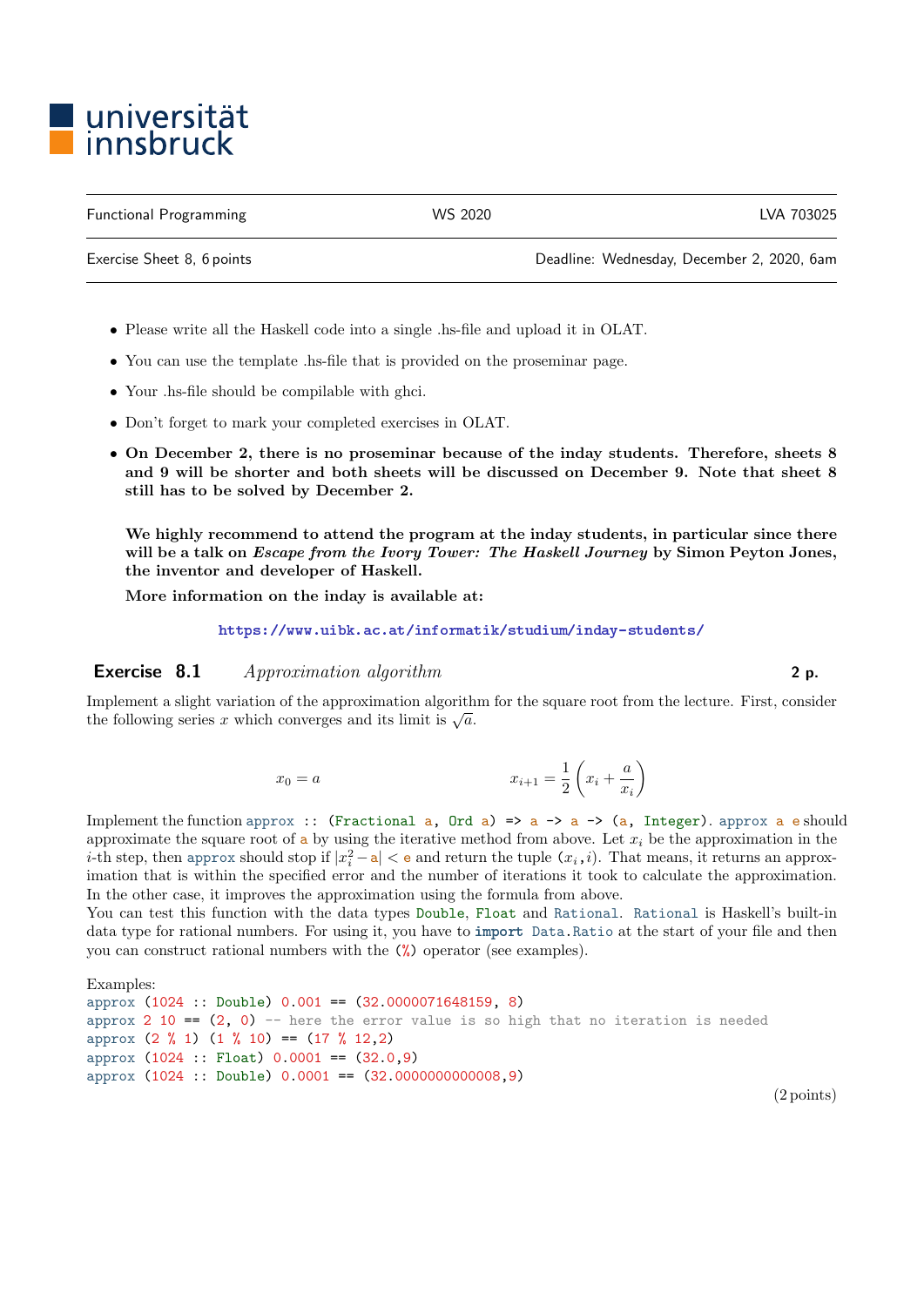universität innsbruck

| Functional Programming | WS 2020 | LVA 703025 |
|---|---|---|
| Exercise Sheet 8, 6 points | | Deadline: Wednesday, December 2, 2020, 6am |

- Please write all the Haskell code into a single .hs-file and upload it in OLAT.
- You can use the template .hs-file that is provided on the proseminar page.
- Your .hs-file should be compilable with ghci.
- Don't forget to mark your completed exercises in OLAT.
- **On December 2, there is no proseminar because of the inday students. Therefore, sheets 8 and 9 will be shorter and both sheets will be discussed on December 9. Note that sheet 8 still has to be solved by December 2.**

  **We highly recommend to attend the program at the inday students, in particular since there will be a talk on *Escape from the Ivory Tower: The Haskell Journey* by Simon Peyton Jones, the inventor and developer of Haskell.**

  **More information on the inday is available at:**

  **https://www.uibk.ac.at/informatik/studium/inday-students/**

## Exercise 8.1 *Approximation algorithm* **2 p.**

Implement a slight variation of the approximation algorithm for the square root from the lecture. First, consider the following series $x$ which converges and its limit is $\sqrt{a}$.

$$x_0 = a \qquad\qquad x_{i+1} = \frac{1}{2}\left(x_i + \frac{a}{x_i}\right)$$

Implement the function `approx :: (Fractional a, Ord a) => a -> a -> (a, Integer)`. `approx a e` should approximate the square root of `a` by using the iterative method from above. Let $x_i$ be the approximation in the $i$-th step, then `approx` should stop if $|x_i^2 - \mathtt{a}| < \mathtt{e}$ and return the tuple $(x_i, i)$. That means, it returns an approximation that is within the specified error and the number of iterations it took to calculate the approximation. In the other case, it improves the approximation using the formula from above.

You can test this function with the data types `Double`, `Float` and `Rational`. `Rational` is Haskell's built-in data type for rational numbers. For using it, you have to `import Data.Ratio` at the start of your file and then you can construct rational numbers with the `(%)` operator (see examples).

Examples:

```
approx (1024 :: Double) 0.001 == (32.0000071648159, 8)
approx 2 10 == (2, 0) -- here the error value is so high that no iteration is needed
approx (2 % 1) (1 % 10) == (17 % 12,2)
approx (1024 :: Float) 0.0001 == (32.0,9)
approx (1024 :: Double) 0.0001 == (32.0000000000008,9)
```

(2 points)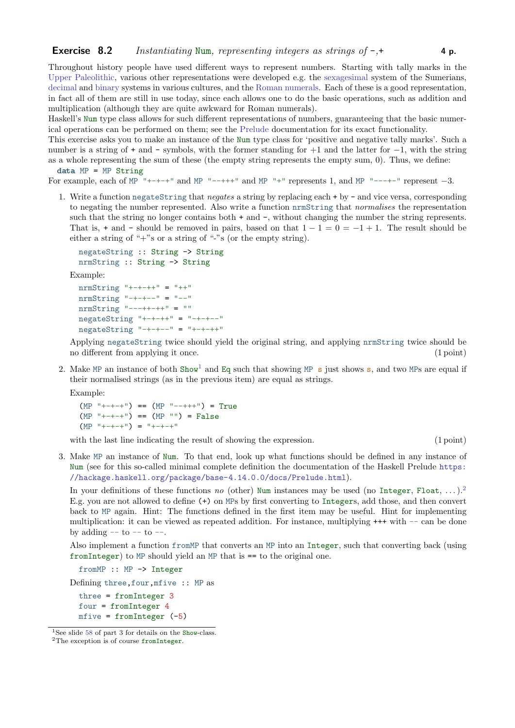## Exercise 8.2 *Instantiating* `Num`*, representing integers as strings of* `-`*,*`+` **4 p.**

Throughout history people have used different ways to represent numbers. Starting with tally marks in the Upper Paleolithic, various other representations were developed e.g. the sexagesimal system of the Sumerians, decimal and binary systems in various cultures, and the Roman numerals. Each of these is a good representation, in fact all of them are still in use today, since each allows one to do the basic operations, such as addition and multiplication (although they are quite awkward for Roman numerals).

Haskell's `Num` type class allows for such different representations of numbers, guaranteeing that the basic numerical operations can be performed on them; see the Prelude documentation for its exact functionality.

This exercise asks you to make an instance of the `Num` type class for 'positive and negative tally marks'. Such a number is a string of `+` and `-` symbols, with the former standing for $+1$ and the latter for $-1$, with the string as a whole representing the sum of these (the empty string represents the empty sum, 0). Thus, we define:

```haskell
data MP = MP String
```

For example, each of `MP "+-+-+"` and `MP "--+++"` and `MP "+"` represents 1, and `MP "---+-"` represent $-3$.

1. Write a function `negateString` that *negates* a string by replacing each `+` by `-` and vice versa, corresponding to negating the number represented. Also write a function `nrmString` that *normalises* the representation such that the string no longer contains both `+` and `-`, without changing the number the string represents. That is, `+` and `-` should be removed in pairs, based on that $1 - 1 = 0 = -1 + 1$. The result should be either a string of "+"s or a string of "-"s (or the empty string).

   ```haskell
   negateString :: String -> String
   nrmString :: String -> String
   ```

   Example:

   ```haskell
   nrmString "+-+-++" = "++"
   nrmString "-+-+--" = "--"
   nrmString "---++-++" = ""
   negateString "+-+-++" = "-+-+--"
   negateString "-+-+--" = "+-+-++"
   ```

   Applying `negateString` twice should yield the original string, and applying `nrmString` twice should be no different from applying it once. (1 point)

2. Make `MP` an instance of both `Show`[1] and `Eq` such that showing `MP s` just shows `s`, and two `MP`s are equal if their normalised strings (as in the previous item) are equal as strings.

   Example:

   ```haskell
   (MP "+-+-+") == (MP "--+++") = True
   (MP "+-+-+") == (MP "") = False
   (MP "+-+-+") = "+-+-+"
   ```

   with the last line indicating the result of showing the expression. (1 point)

3. Make `MP` an instance of `Num`. To that end, look up what functions should be defined in any instance of `Num` (see for this so-called minimal complete definition the documentation of the Haskell Prelude https://hackage.haskell.org/package/base-4.14.0.0/docs/Prelude.html).

   In your definitions of these functions *no* (other) `Num` instances may be used (no `Integer`, `Float`, ...).[2] E.g. you are not allowed to define `(+)` on `MP`s by first converting to `Integer`s, add those, and then convert back to `MP` again. Hint: The functions defined in the first item may be useful. Hint for implementing multiplication: it can be viewed as repeated addition. For instance, multiplying `+++` with `--` can be done by adding `--` to `--` to `--`.

   Also implement a function `fromMP` that converts an `MP` into an `Integer`, such that converting back (using `fromInteger`) to `MP` should yield an `MP` that is `==` to the original one.

   ```haskell
   fromMP :: MP -> Integer
   ```

   Defining `three`,`four`,`mfive :: MP` as

   ```haskell
   three = fromInteger 3
   four = fromInteger 4
   mfive = fromInteger (-5)
   ```

---

[1] See slide 58 of part 3 for details on the `Show`-class.

[2] The exception is of course `fromInteger`.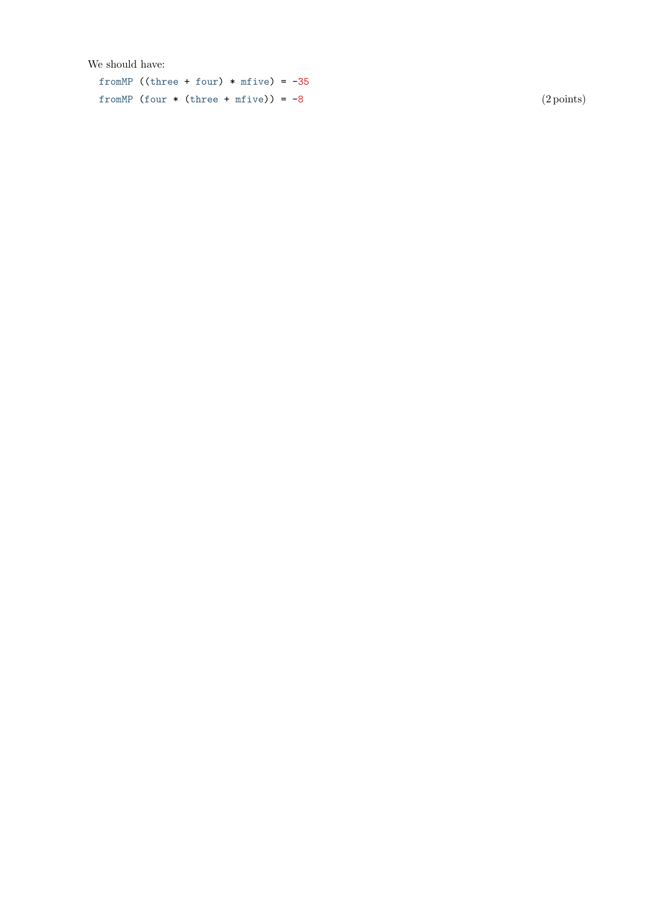We should have:

```
fromMP ((three + four) * mfive) = -35
fromMP (four * (three + mfive)) = -8
```

(2 points)